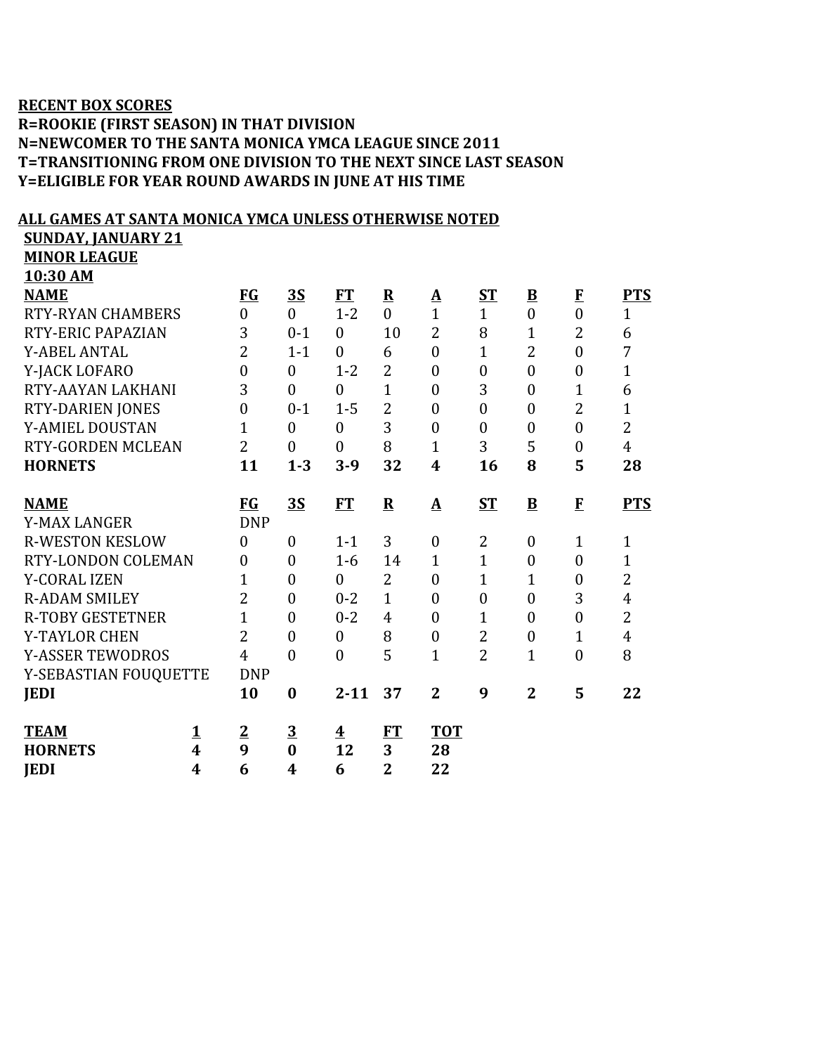**RECENT BOX SCORES**
**R=ROOKIE (FIRST SEASON) IN THAT DIVISION**
**N=NEWCOMER TO THE SANTA MONICA YMCA LEAGUE SINCE 2011**
**T=TRANSITIONING FROM ONE DIVISION TO THE NEXT SINCE LAST SEASON**
**Y=ELIGIBLE FOR YEAR ROUND AWARDS IN JUNE AT HIS TIME**

**ALL GAMES AT SANTA MONICA YMCA UNLESS OTHERWISE NOTED**
**SUNDAY, JANUARY 21**
**MINOR LEAGUE**
**10:30 AM**

| NAME | FG | 3S | FT | R | A | ST | B | F | PTS |
|---|---|---|---|---|---|---|---|---|---|
| RTY-RYAN CHAMBERS | 0 | 0 | 1-2 | 0 | 1 | 1 | 0 | 0 | 1 |
| RTY-ERIC PAPAZIAN | 3 | 0-1 | 0 | 10 | 2 | 8 | 1 | 2 | 6 |
| Y-ABEL ANTAL | 2 | 1-1 | 0 | 6 | 0 | 1 | 2 | 0 | 7 |
| Y-JACK LOFARO | 0 | 0 | 1-2 | 2 | 0 | 0 | 0 | 0 | 1 |
| RTY-AAYAN LAKHANI | 3 | 0 | 0 | 1 | 0 | 3 | 0 | 1 | 6 |
| RTY-DARIEN JONES | 0 | 0-1 | 1-5 | 2 | 0 | 0 | 0 | 2 | 1 |
| Y-AMIEL DOUSTAN | 1 | 0 | 0 | 3 | 0 | 0 | 0 | 0 | 2 |
| RTY-GORDEN MCLEAN | 2 | 0 | 0 | 8 | 1 | 3 | 5 | 0 | 4 |
| **HORNETS** | **11** | **1-3** | **3-9** | **32** | **4** | **16** | **8** | **5** | **28** |

| NAME | FG | 3S | FT | R | A | ST | B | F | PTS |
|---|---|---|---|---|---|---|---|---|---|
| Y-MAX LANGER | DNP | | | | | | | | |
| R-WESTON KESLOW | 0 | 0 | 1-1 | 3 | 0 | 2 | 0 | 1 | 1 |
| RTY-LONDON COLEMAN | 0 | 0 | 1-6 | 14 | 1 | 1 | 0 | 0 | 1 |
| Y-CORAL IZEN | 1 | 0 | 0 | 2 | 0 | 1 | 1 | 0 | 2 |
| R-ADAM SMILEY | 2 | 0 | 0-2 | 1 | 0 | 0 | 0 | 3 | 4 |
| R-TOBY GESTETNER | 1 | 0 | 0-2 | 4 | 0 | 1 | 0 | 0 | 2 |
| Y-TAYLOR CHEN | 2 | 0 | 0 | 8 | 0 | 2 | 0 | 1 | 4 |
| Y-ASSER TEWODROS | 4 | 0 | 0 | 5 | 1 | 2 | 1 | 0 | 8 |
| Y-SEBASTIAN FOUQUETTE | DNP | | | | | | | | |
| **JEDI** | **10** | **0** | **2-11** | **37** | **2** | **9** | **2** | **5** | **22** |

| TEAM | 1 | 2 | 3 | 4 | FT | TOT |
|---|---|---|---|---|---|---|
| **HORNETS** | **4** | **9** | **0** | **12** | **3** | **28** |
| **JEDI** | **4** | **6** | **4** | **6** | **2** | **22** |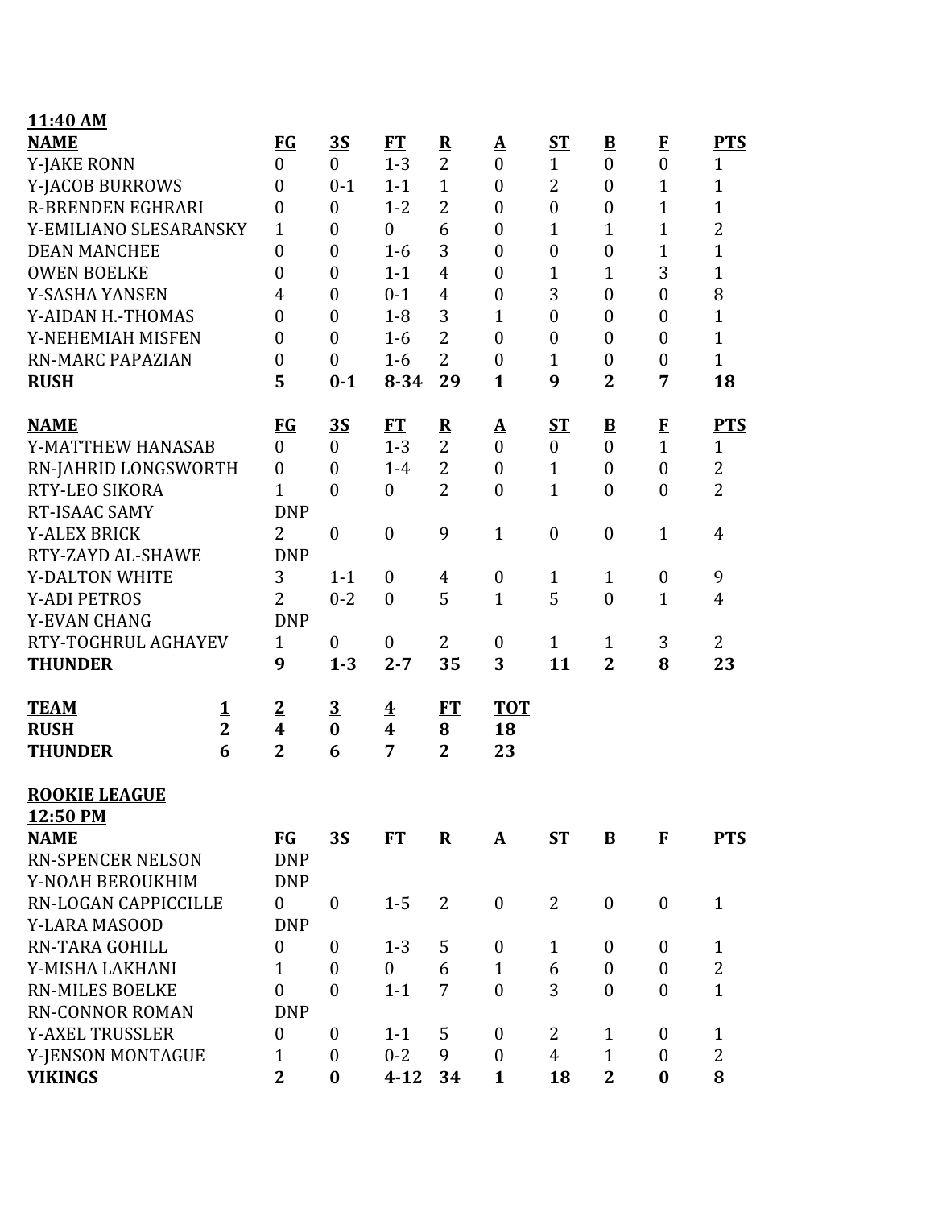**11:40 AM**

| NAME | FG | 3S | FT | R | A | ST | B | F | PTS |
|---|---|---|---|---|---|---|---|---|---|
| Y-JAKE RONN | 0 | 0 | 1-3 | 2 | 0 | 1 | 0 | 0 | 1 |
| Y-JACOB BURROWS | 0 | 0-1 | 1-1 | 1 | 0 | 2 | 0 | 1 | 1 |
| R-BRENDEN EGHRARI | 0 | 0 | 1-2 | 2 | 0 | 0 | 0 | 1 | 1 |
| Y-EMILIANO SLESARANSKY | 1 | 0 | 0 | 6 | 0 | 1 | 1 | 1 | 2 |
| DEAN MANCHEE | 0 | 0 | 1-6 | 3 | 0 | 0 | 0 | 1 | 1 |
| OWEN BOELKE | 0 | 0 | 1-1 | 4 | 0 | 1 | 1 | 3 | 1 |
| Y-SASHA YANSEN | 4 | 0 | 0-1 | 4 | 0 | 3 | 0 | 0 | 8 |
| Y-AIDAN H.-THOMAS | 0 | 0 | 1-8 | 3 | 1 | 0 | 0 | 0 | 1 |
| Y-NEHEMIAH MISFEN | 0 | 0 | 1-6 | 2 | 0 | 0 | 0 | 0 | 1 |
| RN-MARC PAPAZIAN | 0 | 0 | 1-6 | 2 | 0 | 1 | 0 | 0 | 1 |
| **RUSH** | **5** | **0-1** | **8-34** | **29** | **1** | **9** | **2** | **7** | **18** |

| NAME | FG | 3S | FT | R | A | ST | B | F | PTS |
|---|---|---|---|---|---|---|---|---|---|
| Y-MATTHEW HANASAB | 0 | 0 | 1-3 | 2 | 0 | 0 | 0 | 1 | 1 |
| RN-JAHRID LONGSWORTH | 0 | 0 | 1-4 | 2 | 0 | 1 | 0 | 0 | 2 |
| RTY-LEO SIKORA | 1 | 0 | 0 | 2 | 0 | 1 | 0 | 0 | 2 |
| RT-ISAAC SAMY | DNP | | | | | | | | |
| Y-ALEX BRICK | 2 | 0 | 0 | 9 | 1 | 0 | 0 | 1 | 4 |
| RTY-ZAYD AL-SHAWE | DNP | | | | | | | | |
| Y-DALTON WHITE | 3 | 1-1 | 0 | 4 | 0 | 1 | 1 | 0 | 9 |
| Y-ADI PETROS | 2 | 0-2 | 0 | 5 | 1 | 5 | 0 | 1 | 4 |
| Y-EVAN CHANG | DNP | | | | | | | | |
| RTY-TOGHRUL AGHAYEV | 1 | 0 | 0 | 2 | 0 | 1 | 1 | 3 | 2 |
| **THUNDER** | **9** | **1-3** | **2-7** | **35** | **3** | **11** | **2** | **8** | **23** |

| TEAM | 1 | 2 | 3 | 4 | FT | TOT |
|---|---|---|---|---|---|---|
| **RUSH** | **2** | **4** | **0** | **4** | **8** | **18** |
| **THUNDER** | **6** | **2** | **6** | **7** | **2** | **23** |

**ROOKIE LEAGUE**
**12:50 PM**

| NAME | FG | 3S | FT | R | A | ST | B | F | PTS |
|---|---|---|---|---|---|---|---|---|---|
| RN-SPENCER NELSON | DNP | | | | | | | | |
| Y-NOAH BEROUKHIM | DNP | | | | | | | | |
| RN-LOGAN CAPPICCILLE | 0 | 0 | 1-5 | 2 | 0 | 2 | 0 | 0 | 1 |
| Y-LARA MASOOD | DNP | | | | | | | | |
| RN-TARA GOHILL | 0 | 0 | 1-3 | 5 | 0 | 1 | 0 | 0 | 1 |
| Y-MISHA LAKHANI | 1 | 0 | 0 | 6 | 1 | 6 | 0 | 0 | 2 |
| RN-MILES BOELKE | 0 | 0 | 1-1 | 7 | 0 | 3 | 0 | 0 | 1 |
| RN-CONNOR ROMAN | DNP | | | | | | | | |
| Y-AXEL TRUSSLER | 0 | 0 | 1-1 | 5 | 0 | 2 | 1 | 0 | 1 |
| Y-JENSON MONTAGUE | 1 | 0 | 0-2 | 9 | 0 | 4 | 1 | 0 | 2 |
| **VIKINGS** | **2** | **0** | **4-12** | **34** | **1** | **18** | **2** | **0** | **8** |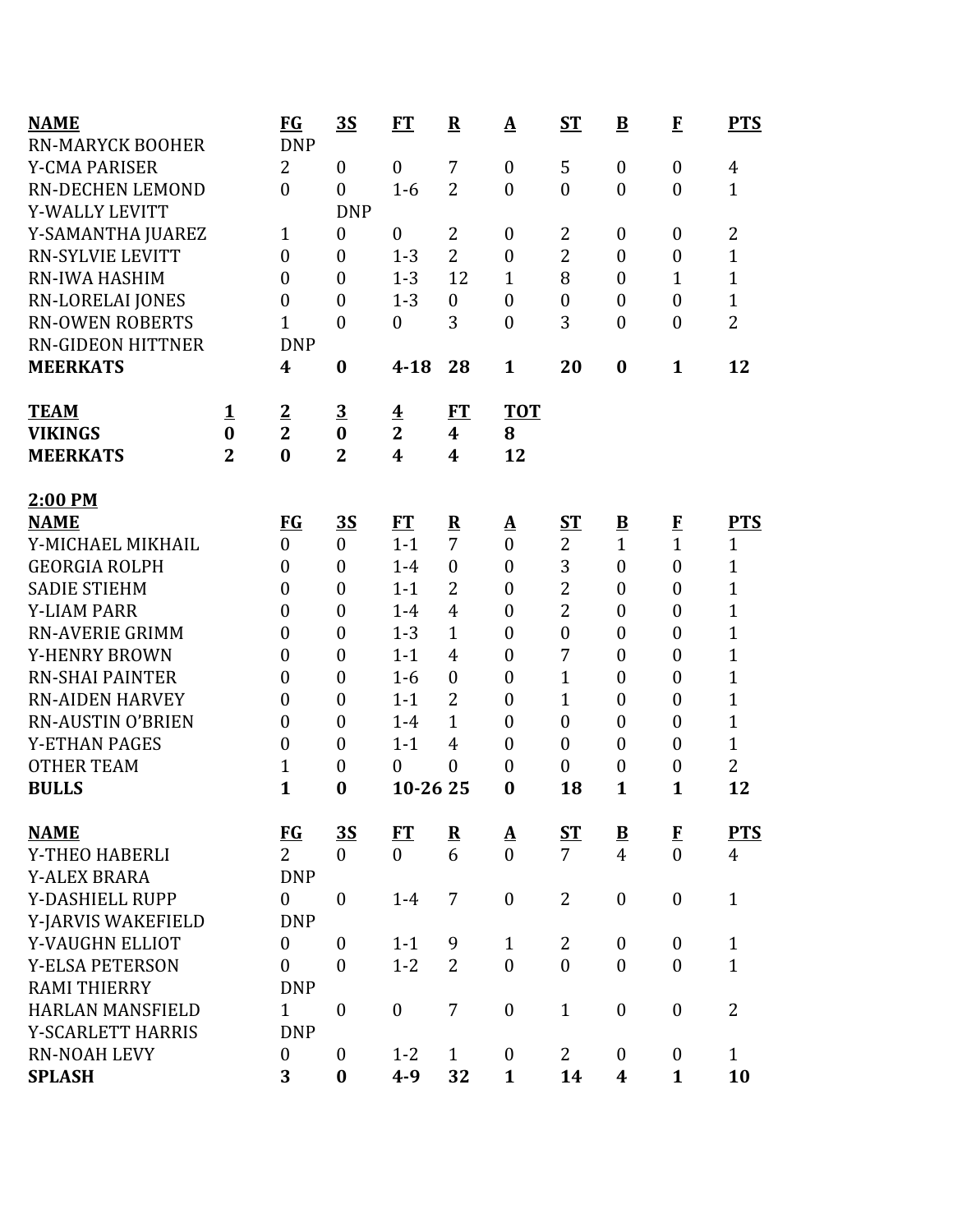| NAME | FG | 3S | FT | R | A | ST | B | F | PTS |
|---|---|---|---|---|---|---|---|---|---|
| RN-MARYCK BOOHER | DNP | | | | | | | | |
| Y-CMA PARISER | 2 | 0 | 0 | 7 | 0 | 5 | 0 | 0 | 4 |
| RN-DECHEN LEMOND | 0 | 0 | 1-6 | 2 | 0 | 0 | 0 | 0 | 1 |
| Y-WALLY LEVITT | | DNP | | | | | | | |
| Y-SAMANTHA JUAREZ | 1 | 0 | 0 | 2 | 0 | 2 | 0 | 0 | 2 |
| RN-SYLVIE LEVITT | 0 | 0 | 1-3 | 2 | 0 | 2 | 0 | 0 | 1 |
| RN-IWA HASHIM | 0 | 0 | 1-3 | 12 | 1 | 8 | 0 | 1 | 1 |
| RN-LORELAI JONES | 0 | 0 | 1-3 | 0 | 0 | 0 | 0 | 0 | 1 |
| RN-OWEN ROBERTS | 1 | 0 | 0 | 3 | 0 | 3 | 0 | 0 | 2 |
| RN-GIDEON HITTNER | DNP | | | | | | | | |
| **MEERKATS** | **4** | **0** | **4-18** | **28** | **1** | **20** | **0** | **1** | **12** |

| TEAM | 1 | 2 | 3 | 4 | FT | TOT |
|---|---|---|---|---|---|---|
| **VIKINGS** | **0** | **2** | **0** | **2** | **4** | **8** |
| **MEERKATS** | **2** | **0** | **2** | **4** | **4** | **12** |

**2:00 PM**

| NAME | FG | 3S | FT | R | A | ST | B | F | PTS |
|---|---|---|---|---|---|---|---|---|---|
| Y-MICHAEL MIKHAIL | 0 | 0 | 1-1 | 7 | 0 | 2 | 1 | 1 | 1 |
| GEORGIA ROLPH | 0 | 0 | 1-4 | 0 | 0 | 3 | 0 | 0 | 1 |
| SADIE STIEHM | 0 | 0 | 1-1 | 2 | 0 | 2 | 0 | 0 | 1 |
| Y-LIAM PARR | 0 | 0 | 1-4 | 4 | 0 | 2 | 0 | 0 | 1 |
| RN-AVERIE GRIMM | 0 | 0 | 1-3 | 1 | 0 | 0 | 0 | 0 | 1 |
| Y-HENRY BROWN | 0 | 0 | 1-1 | 4 | 0 | 7 | 0 | 0 | 1 |
| RN-SHAI PAINTER | 0 | 0 | 1-6 | 0 | 0 | 1 | 0 | 0 | 1 |
| RN-AIDEN HARVEY | 0 | 0 | 1-1 | 2 | 0 | 1 | 0 | 0 | 1 |
| RN-AUSTIN O'BRIEN | 0 | 0 | 1-4 | 1 | 0 | 0 | 0 | 0 | 1 |
| Y-ETHAN PAGES | 0 | 0 | 1-1 | 4 | 0 | 0 | 0 | 0 | 1 |
| OTHER TEAM | 1 | 0 | 0 | 0 | 0 | 0 | 0 | 0 | 2 |
| **BULLS** | **1** | **0** | **10-26** | **25** | **0** | **18** | **1** | **1** | **12** |

| NAME | FG | 3S | FT | R | A | ST | B | F | PTS |
|---|---|---|---|---|---|---|---|---|---|
| Y-THEO HABERLI | 2 | 0 | 0 | 6 | 0 | 7 | 4 | 0 | 4 |
| Y-ALEX BRARA | DNP | | | | | | | | |
| Y-DASHIELL RUPP | 0 | 0 | 1-4 | 7 | 0 | 2 | 0 | 0 | 1 |
| Y-JARVIS WAKEFIELD | DNP | | | | | | | | |
| Y-VAUGHN ELLIOT | 0 | 0 | 1-1 | 9 | 1 | 2 | 0 | 0 | 1 |
| Y-ELSA PETERSON | 0 | 0 | 1-2 | 2 | 0 | 0 | 0 | 0 | 1 |
| RAMI THIERRY | DNP | | | | | | | | |
| HARLAN MANSFIELD | 1 | 0 | 0 | 7 | 0 | 1 | 0 | 0 | 2 |
| Y-SCARLETT HARRIS | DNP | | | | | | | | |
| RN-NOAH LEVY | 0 | 0 | 1-2 | 1 | 0 | 2 | 0 | 0 | 1 |
| **SPLASH** | **3** | **0** | **4-9** | **32** | **1** | **14** | **4** | **1** | **10** |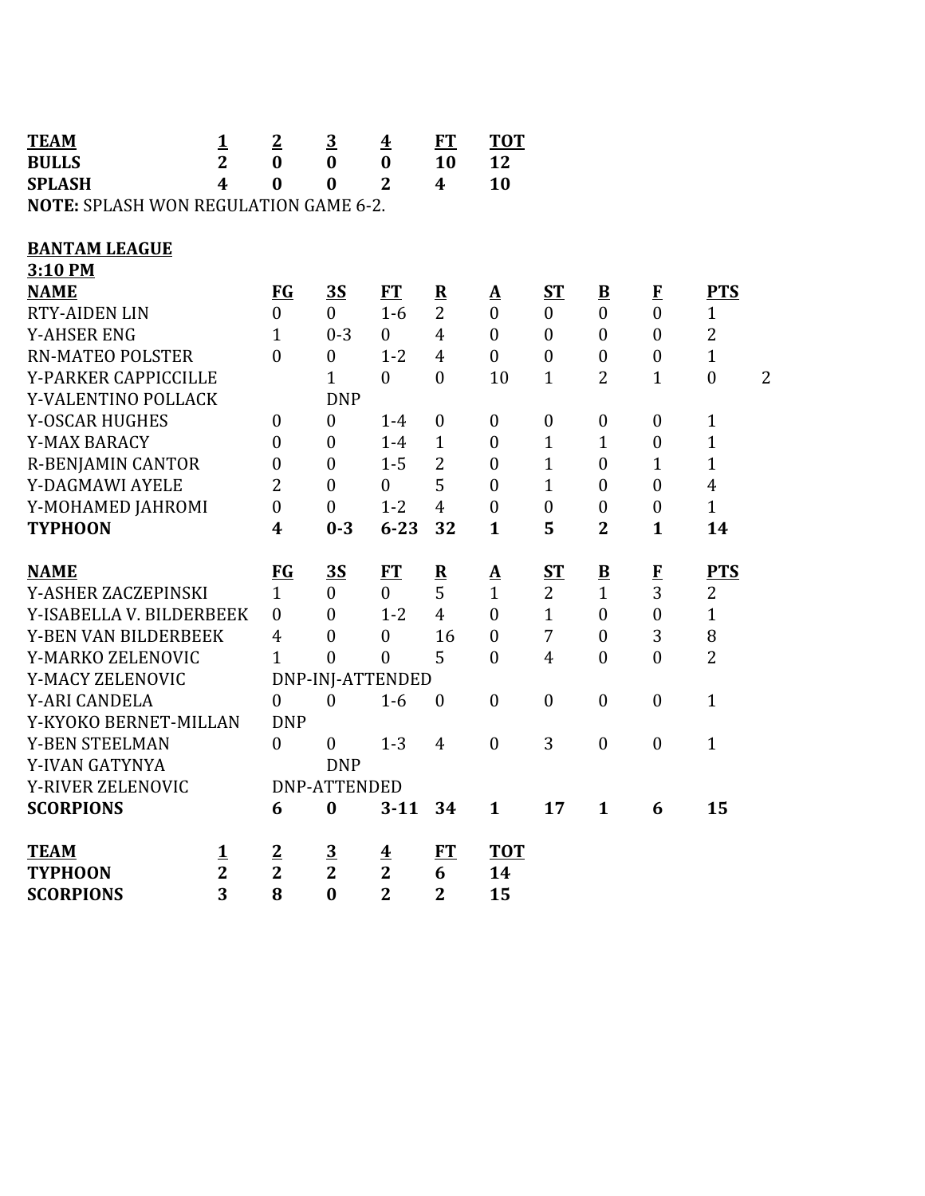| **TEAM** | **1** | **2** | **3** | **4** | **FT** | **TOT** |
|---|---|---|---|---|---|---|
| **BULLS** | **2** | **0** | **0** | **0** | **10** | **12** |
| **SPLASH** | **4** | **0** | **0** | **2** | **4** | **10** |

**NOTE:** SPLASH WON REGULATION GAME 6-2.

**BANTAM LEAGUE**

**3:10 PM**

| **NAME** | **FG** | **3S** | **FT** | **R** | **A** | **ST** | **B** | **F** | **PTS** | |
|---|---|---|---|---|---|---|---|---|---|---|
| RTY-AIDEN LIN | 0 | 0 | 1-6 | 2 | 0 | 0 | 0 | 0 | 1 | |
| Y-AHSER ENG | 1 | 0-3 | 0 | 4 | 0 | 0 | 0 | 0 | 2 | |
| RN-MATEO POLSTER | 0 | 0 | 1-2 | 4 | 0 | 0 | 0 | 0 | 1 | |
| Y-PARKER CAPPICCILLE | | 1 | 0 | 0 | 10 | 1 | 2 | 1 | 0 | 2 |
| Y-VALENTINO POLLACK | | DNP | | | | | | | | |
| Y-OSCAR HUGHES | 0 | 0 | 1-4 | 0 | 0 | 0 | 0 | 0 | 1 | |
| Y-MAX BARACY | 0 | 0 | 1-4 | 1 | 0 | 1 | 1 | 0 | 1 | |
| R-BENJAMIN CANTOR | 0 | 0 | 1-5 | 2 | 0 | 1 | 0 | 1 | 1 | |
| Y-DAGMAWI AYELE | 2 | 0 | 0 | 5 | 0 | 1 | 0 | 0 | 4 | |
| Y-MOHAMED JAHROMI | 0 | 0 | 1-2 | 4 | 0 | 0 | 0 | 0 | 1 | |
| **TYPHOON** | **4** | **0-3** | **6-23** | **32** | **1** | **5** | **2** | **1** | **14** | |

| **NAME** | **FG** | **3S** | **FT** | **R** | **A** | **ST** | **B** | **F** | **PTS** |
|---|---|---|---|---|---|---|---|---|---|
| Y-ASHER ZACZEPINSKI | 1 | 0 | 0 | 5 | 1 | 2 | 1 | 3 | 2 |
| Y-ISABELLA V. BILDERBEEK | 0 | 0 | 1-2 | 4 | 0 | 1 | 0 | 0 | 1 |
| Y-BEN VAN BILDERBEEK | 4 | 0 | 0 | 16 | 0 | 7 | 0 | 3 | 8 |
| Y-MARKO ZELENOVIC | 1 | 0 | 0 | 5 | 0 | 4 | 0 | 0 | 2 |
| Y-MACY ZELENOVIC | DNP-INJ-ATTENDED | | | | | | | | |
| Y-ARI CANDELA | 0 | 0 | 1-6 | 0 | 0 | 0 | 0 | 0 | 1 |
| Y-KYOKO BERNET-MILLAN | DNP | | | | | | | | |
| Y-BEN STEELMAN | 0 | 0 | 1-3 | 4 | 0 | 3 | 0 | 0 | 1 |
| Y-IVAN GATYNYA | | DNP | | | | | | | |
| Y-RIVER ZELENOVIC | DNP-ATTENDED | | | | | | | | |
| **SCORPIONS** | **6** | **0** | **3-11** | **34** | **1** | **17** | **1** | **6** | **15** |

| **TEAM** | **1** | **2** | **3** | **4** | **FT** | **TOT** |
|---|---|---|---|---|---|---|
| **TYPHOON** | **2** | **2** | **2** | **2** | **6** | **14** |
| **SCORPIONS** | **3** | **8** | **0** | **2** | **2** | **15** |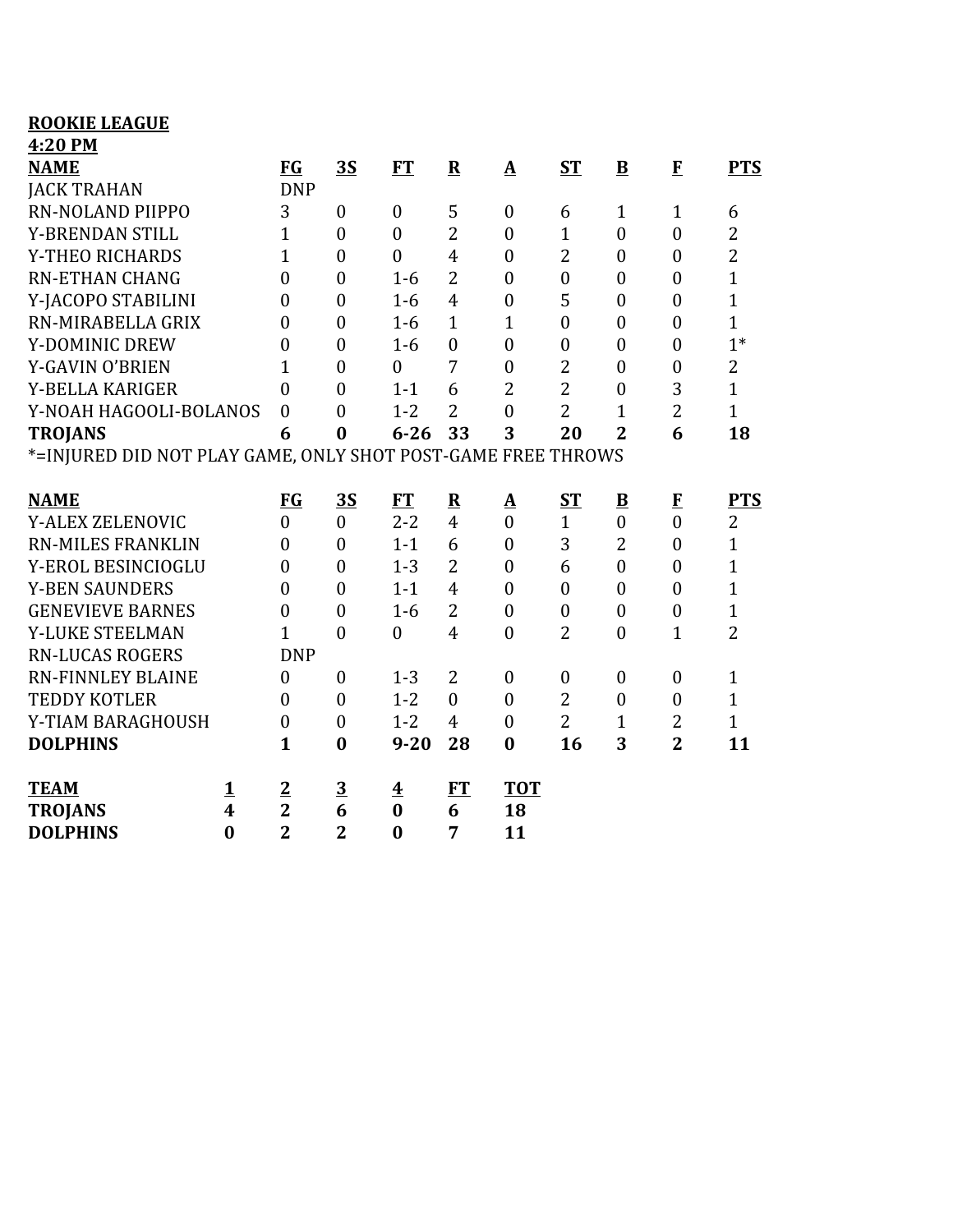**ROOKIE LEAGUE**
**4:20 PM**

| NAME | FG | 3S | FT | R | A | ST | B | F | PTS |
|---|---|---|---|---|---|---|---|---|---|
| JACK TRAHAN | DNP | | | | | | | | |
| RN-NOLAND PIIPPO | 3 | 0 | 0 | 5 | 0 | 6 | 1 | 1 | 6 |
| Y-BRENDAN STILL | 1 | 0 | 0 | 2 | 0 | 1 | 0 | 0 | 2 |
| Y-THEO RICHARDS | 1 | 0 | 0 | 4 | 0 | 2 | 0 | 0 | 2 |
| RN-ETHAN CHANG | 0 | 0 | 1-6 | 2 | 0 | 0 | 0 | 0 | 1 |
| Y-JACOPO STABILINI | 0 | 0 | 1-6 | 4 | 0 | 5 | 0 | 0 | 1 |
| RN-MIRABELLA GRIX | 0 | 0 | 1-6 | 1 | 1 | 0 | 0 | 0 | 1 |
| Y-DOMINIC DREW | 0 | 0 | 1-6 | 0 | 0 | 0 | 0 | 0 | 1* |
| Y-GAVIN O'BRIEN | 1 | 0 | 0 | 7 | 0 | 2 | 0 | 0 | 2 |
| Y-BELLA KARIGER | 0 | 0 | 1-1 | 6 | 2 | 2 | 0 | 3 | 1 |
| Y-NOAH HAGOOLI-BOLANOS | 0 | 0 | 1-2 | 2 | 0 | 2 | 1 | 2 | 1 |
| **TROJANS** | **6** | **0** | **6-26** | **33** | **3** | **20** | **2** | **6** | **18** |

*=INJURED DID NOT PLAY GAME, ONLY SHOT POST-GAME FREE THROWS

| NAME | FG | 3S | FT | R | A | ST | B | F | PTS |
|---|---|---|---|---|---|---|---|---|---|
| Y-ALEX ZELENOVIC | 0 | 0 | 2-2 | 4 | 0 | 1 | 0 | 0 | 2 |
| RN-MILES FRANKLIN | 0 | 0 | 1-1 | 6 | 0 | 3 | 2 | 0 | 1 |
| Y-EROL BESINCIOGLU | 0 | 0 | 1-3 | 2 | 0 | 6 | 0 | 0 | 1 |
| Y-BEN SAUNDERS | 0 | 0 | 1-1 | 4 | 0 | 0 | 0 | 0 | 1 |
| GENEVIEVE BARNES | 0 | 0 | 1-6 | 2 | 0 | 0 | 0 | 0 | 1 |
| Y-LUKE STEELMAN | 1 | 0 | 0 | 4 | 0 | 2 | 0 | 1 | 2 |
| RN-LUCAS ROGERS | DNP | | | | | | | | |
| RN-FINNLEY BLAINE | 0 | 0 | 1-3 | 2 | 0 | 0 | 0 | 0 | 1 |
| TEDDY KOTLER | 0 | 0 | 1-2 | 0 | 0 | 2 | 0 | 0 | 1 |
| Y-TIAM BARAGHOUSH | 0 | 0 | 1-2 | 4 | 0 | 2 | 1 | 2 | 1 |
| **DOLPHINS** | **1** | **0** | **9-20** | **28** | **0** | **16** | **3** | **2** | **11** |

| TEAM | 1 | 2 | 3 | 4 | FT | TOT |
|---|---|---|---|---|---|---|
| **TROJANS** | **4** | **2** | **6** | **0** | **6** | **18** |
| **DOLPHINS** | **0** | **2** | **2** | **0** | **7** | **11** |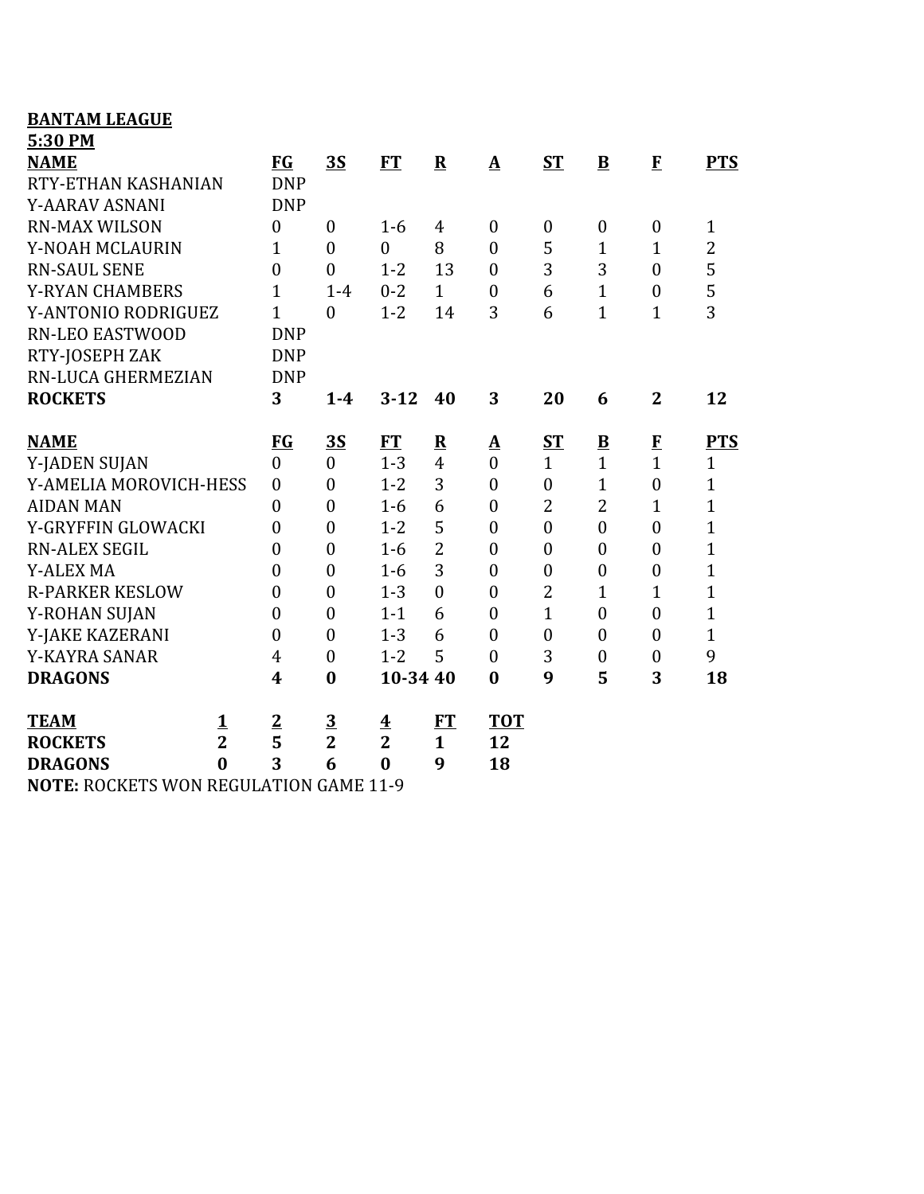**BANTAM LEAGUE**
**5:30 PM**

| NAME | FG | 3S | FT | R | A | ST | B | F | PTS |
|---|---|---|---|---|---|---|---|---|---|
| RTY-ETHAN KASHANIAN | DNP | | | | | | | | |
| Y-AARAV ASNANI | DNP | | | | | | | | |
| RN-MAX WILSON | 0 | 0 | 1-6 | 4 | 0 | 0 | 0 | 0 | 1 |
| Y-NOAH MCLAURIN | 1 | 0 | 0 | 8 | 0 | 5 | 1 | 1 | 2 |
| RN-SAUL SENE | 0 | 0 | 1-2 | 13 | 0 | 3 | 3 | 0 | 5 |
| Y-RYAN CHAMBERS | 1 | 1-4 | 0-2 | 1 | 0 | 6 | 1 | 0 | 5 |
| Y-ANTONIO RODRIGUEZ | 1 | 0 | 1-2 | 14 | 3 | 6 | 1 | 1 | 3 |
| RN-LEO EASTWOOD | DNP | | | | | | | | |
| RTY-JOSEPH ZAK | DNP | | | | | | | | |
| RN-LUCA GHERMEZIAN | DNP | | | | | | | | |
| **ROCKETS** | **3** | **1-4** | **3-12** | **40** | **3** | **20** | **6** | **2** | **12** |

| NAME | FG | 3S | FT | R | A | ST | B | F | PTS |
|---|---|---|---|---|---|---|---|---|---|
| Y-JADEN SUJAN | 0 | 0 | 1-3 | 4 | 0 | 1 | 1 | 1 | 1 |
| Y-AMELIA MOROVICH-HESS | 0 | 0 | 1-2 | 3 | 0 | 0 | 1 | 0 | 1 |
| AIDAN MAN | 0 | 0 | 1-6 | 6 | 0 | 2 | 2 | 1 | 1 |
| Y-GRYFFIN GLOWACKI | 0 | 0 | 1-2 | 5 | 0 | 0 | 0 | 0 | 1 |
| RN-ALEX SEGIL | 0 | 0 | 1-6 | 2 | 0 | 0 | 0 | 0 | 1 |
| Y-ALEX MA | 0 | 0 | 1-6 | 3 | 0 | 0 | 0 | 0 | 1 |
| R-PARKER KESLOW | 0 | 0 | 1-3 | 0 | 0 | 2 | 1 | 1 | 1 |
| Y-ROHAN SUJAN | 0 | 0 | 1-1 | 6 | 0 | 1 | 0 | 0 | 1 |
| Y-JAKE KAZERANI | 0 | 0 | 1-3 | 6 | 0 | 0 | 0 | 0 | 1 |
| Y-KAYRA SANAR | 4 | 0 | 1-2 | 5 | 0 | 3 | 0 | 0 | 9 |
| **DRAGONS** | **4** | **0** | **10-34** | **40** | **0** | **9** | **5** | **3** | **18** |

| TEAM | 1 | 2 | 3 | 4 | FT | TOT |
|---|---|---|---|---|---|---|
| **ROCKETS** | **2** | **5** | **2** | **2** | **1** | **12** |
| **DRAGONS** | **0** | **3** | **6** | **0** | **9** | **18** |

**NOTE:** ROCKETS WON REGULATION GAME 11-9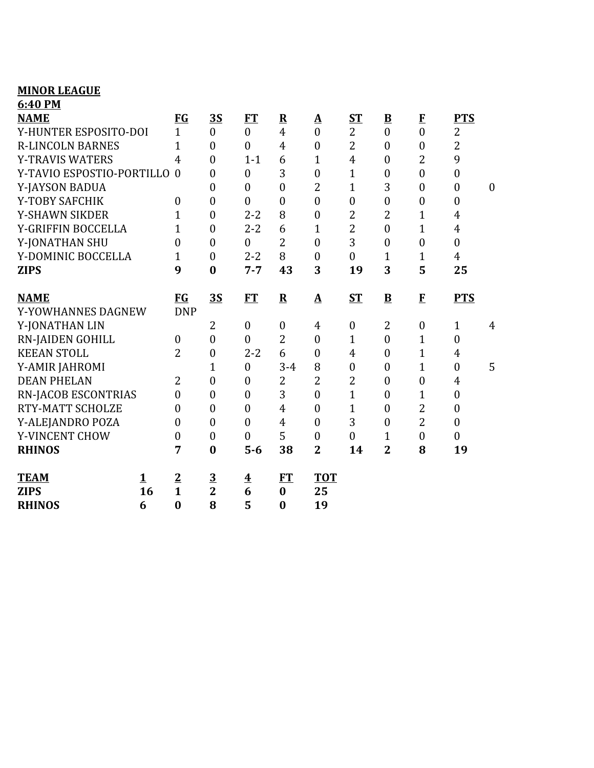**MINOR LEAGUE**

**6:40 PM**

| **NAME** | **FG** | **3S** | **FT** | **R** | **A** | **ST** | **B** | **F** | **PTS** | |
|---|---|---|---|---|---|---|---|---|---|---|
| Y-HUNTER ESPOSITO-DOI | 1 | 0 | 0 | 4 | 0 | 2 | 0 | 0 | 2 | |
| R-LINCOLN BARNES | 1 | 0 | 0 | 4 | 0 | 2 | 0 | 0 | 2 | |
| Y-TRAVIS WATERS | 4 | 0 | 1-1 | 6 | 1 | 4 | 0 | 2 | 9 | |
| Y-TAVIO ESPOSTIO-PORTILLO | 0 | 0 | 0 | 3 | 0 | 1 | 0 | 0 | 0 | |
| Y-JAYSON BADUA | | 0 | 0 | 0 | 2 | 1 | 3 | 0 | 0 | 0 |
| Y-TOBY SAFCHIK | 0 | 0 | 0 | 0 | 0 | 0 | 0 | 0 | 0 | |
| Y-SHAWN SIKDER | 1 | 0 | 2-2 | 8 | 0 | 2 | 2 | 1 | 4 | |
| Y-GRIFFIN BOCCELLA | 1 | 0 | 2-2 | 6 | 1 | 2 | 0 | 1 | 4 | |
| Y-JONATHAN SHU | 0 | 0 | 0 | 2 | 0 | 3 | 0 | 0 | 0 | |
| Y-DOMINIC BOCCELLA | 1 | 0 | 2-2 | 8 | 0 | 0 | 1 | 1 | 4 | |
| **ZIPS** | **9** | **0** | **7-7** | **43** | **3** | **19** | **3** | **5** | **25** | |

| **NAME** | **FG** | **3S** | **FT** | **R** | **A** | **ST** | **B** | **F** | **PTS** | |
|---|---|---|---|---|---|---|---|---|---|---|
| Y-YOWHANNES DAGNEW | DNP | | | | | | | | | |
| Y-JONATHAN LIN | | 2 | 0 | 0 | 4 | 0 | 2 | 0 | 1 | 4 |
| RN-JAIDEN GOHILL | 0 | 0 | 0 | 2 | 0 | 1 | 0 | 1 | 0 | |
| KEEAN STOLL | 2 | 0 | 2-2 | 6 | 0 | 4 | 0 | 1 | 4 | |
| Y-AMIR JAHROMI | | 1 | 0 | 3-4 | 8 | 0 | 0 | 1 | 0 | 5 |
| DEAN PHELAN | 2 | 0 | 0 | 2 | 2 | 2 | 0 | 0 | 4 | |
| RN-JACOB ESCONTRIAS | 0 | 0 | 0 | 3 | 0 | 1 | 0 | 1 | 0 | |
| RTY-MATT SCHOLZE | 0 | 0 | 0 | 4 | 0 | 1 | 0 | 2 | 0 | |
| Y-ALEJANDRO POZA | 0 | 0 | 0 | 4 | 0 | 3 | 0 | 2 | 0 | |
| Y-VINCENT CHOW | 0 | 0 | 0 | 5 | 0 | 0 | 1 | 0 | 0 | |
| **RHINOS** | **7** | **0** | **5-6** | **38** | **2** | **14** | **2** | **8** | **19** | |

| **TEAM** | **1** | **2** | **3** | **4** | **FT** | **TOT** |
|---|---|---|---|---|---|---|
| **ZIPS** | **16** | **1** | **2** | **6** | **0** | **25** |
| **RHINOS** | **6** | **0** | **8** | **5** | **0** | **19** |